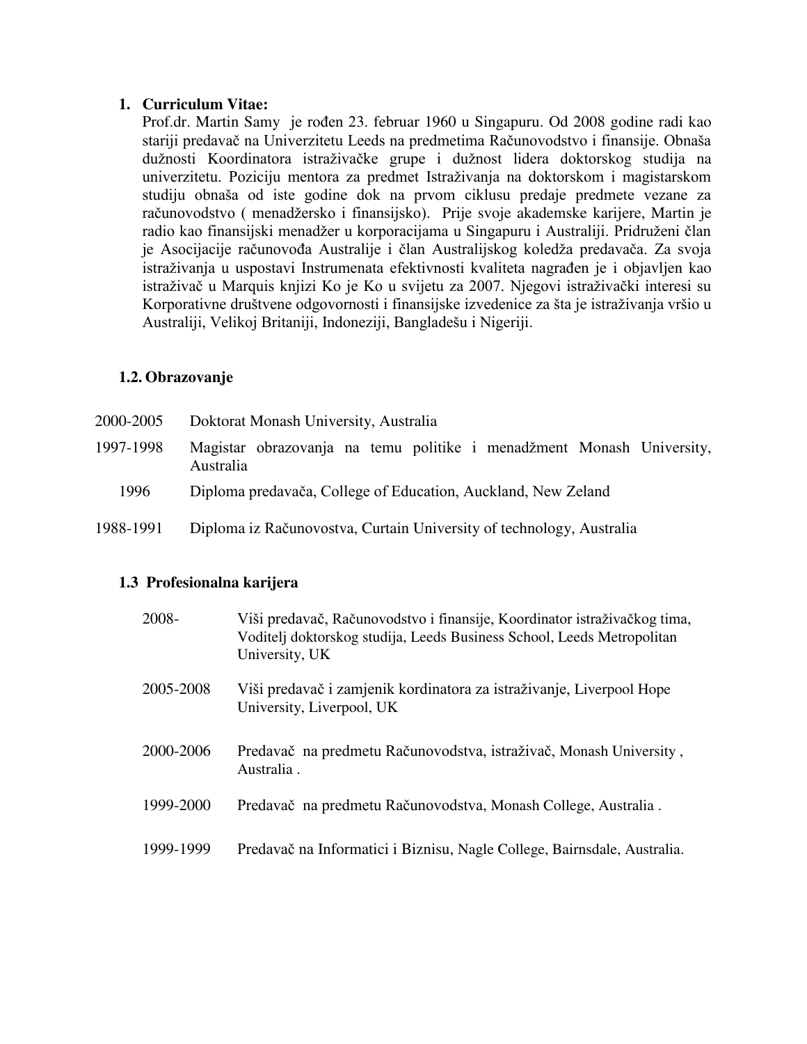## 1. Curriculum Vitae:

Prof.dr. Martin Samy je rođen 23. februar 1960 u Singapuru. Od 2008 godine radi kao stariji predavač na Univerzitetu Leeds na predmetima Računovodstvo i finansije. Obnaša dužnosti Koordinatora istraživačke grupe i dužnost lidera doktorskog studija na univerzitetu. Poziciju mentora za predmet Istraživanja na doktorskom i magistarskom studiju obnaša od iste godine dok na prvom ciklusu predaje predmete vezane za računovodstvo ( menadžersko i finansijsko). Prije svoje akademske karijere, Martin je radio kao finansijski menadžer u korporacijama u Singapuru i Australiji. Pridruženi član je Asocijacije računovođa Australije i član Australijskog koledža predavača. Za svoja istraživanja u uspostavi Instrumenata efektivnosti kvaliteta nagrađen je i objavljen kao istraživač u Marquis knjizi Ko je Ko u svijetu za 2007. Njegovi istraživački interesi su Korporativne društvene odgovornosti i finansijske izvedenice za šta je istraživanja vršio u Australiji, Velikoj Britaniji, Indoneziji, Bangladešu i Nigeriji.

### 1.2. Obrazovanje

| | |
|---|---|
| 2000-2005 | Doktorat Monash University, Australia |
| 1997-1998 | Magistar obrazovanja na temu politike i menadžment Monash University, Australia |
| 1996 | Diploma predavača, College of Education, Auckland, New Zeland |
| 1988-1991 | Diploma iz Računovostva, Curtain University of technology, Australia |

### 1.3 Profesionalna karijera

| | |
|---|---|
| 2008- | Viši predavač, Računovodstvo i finansije, Koordinator istraživačkog tima, Voditelj doktorskog studija, Leeds Business School, Leeds Metropolitan University, UK |
| 2005-2008 | Viši predavač i zamjenik kordinatora za istraživanje, Liverpool Hope University, Liverpool, UK |
| 2000-2006 | Predavač na predmetu Računovodstva, istraživač, Monash University , Australia . |
| 1999-2000 | Predavač na predmetu Računovodstva, Monash College, Australia . |
| 1999-1999 | Predavač na Informatici i Biznisu, Nagle College, Bairnsdale, Australia. |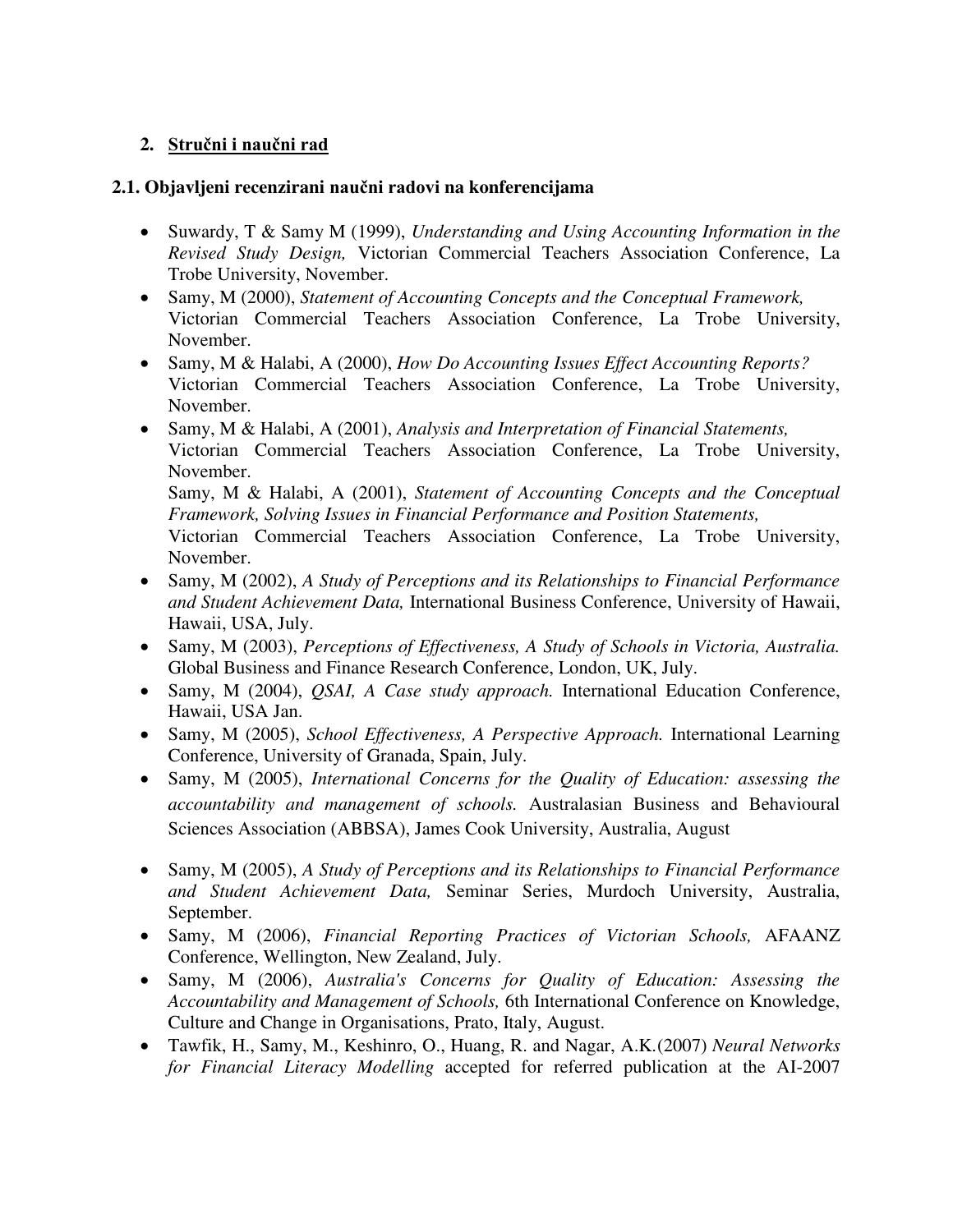## 2. Stručni i naučni rad

### 2.1. Objavljeni recenzirani naučni radovi na konferencijama

- Suwardy, T & Samy M (1999), *Understanding and Using Accounting Information in the Revised Study Design,* Victorian Commercial Teachers Association Conference, La Trobe University, November.
- Samy, M (2000), *Statement of Accounting Concepts and the Conceptual Framework,* Victorian Commercial Teachers Association Conference, La Trobe University, November.
- Samy, M & Halabi, A (2000), *How Do Accounting Issues Effect Accounting Reports?* Victorian Commercial Teachers Association Conference, La Trobe University, November.
- Samy, M & Halabi, A (2001), *Analysis and Interpretation of Financial Statements,* Victorian Commercial Teachers Association Conference, La Trobe University, November.
  Samy, M & Halabi, A (2001), *Statement of Accounting Concepts and the Conceptual Framework, Solving Issues in Financial Performance and Position Statements,* Victorian Commercial Teachers Association Conference, La Trobe University, November.
- Samy, M (2002), *A Study of Perceptions and its Relationships to Financial Performance and Student Achievement Data,* International Business Conference, University of Hawaii, Hawaii, USA, July.
- Samy, M (2003), *Perceptions of Effectiveness, A Study of Schools in Victoria, Australia.* Global Business and Finance Research Conference, London, UK, July.
- Samy, M (2004), *QSAI, A Case study approach.* International Education Conference, Hawaii, USA Jan.
- Samy, M (2005), *School Effectiveness, A Perspective Approach.* International Learning Conference, University of Granada, Spain, July.
- Samy, M (2005), *International Concerns for the Quality of Education: assessing the accountability and management of schools.* Australasian Business and Behavioural Sciences Association (ABBSA), James Cook University, Australia, August
- Samy, M (2005), *A Study of Perceptions and its Relationships to Financial Performance and Student Achievement Data,* Seminar Series, Murdoch University, Australia, September.
- Samy, M (2006), *Financial Reporting Practices of Victorian Schools,* AFAANZ Conference, Wellington, New Zealand, July.
- Samy, M (2006), *Australia's Concerns for Quality of Education: Assessing the Accountability and Management of Schools,* 6th International Conference on Knowledge, Culture and Change in Organisations, Prato, Italy, August.
- Tawfik, H., Samy, M., Keshinro, O., Huang, R. and Nagar, A.K.(2007) *Neural Networks for Financial Literacy Modelling* accepted for referred publication at the AI-2007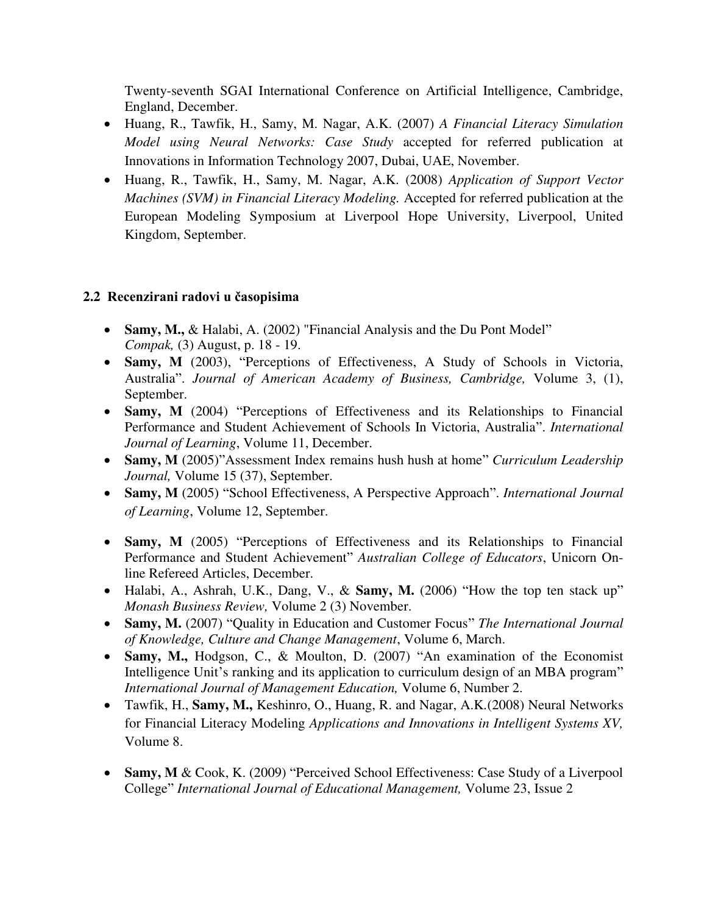Twenty-seventh SGAI International Conference on Artificial Intelligence, Cambridge, England, December.

- Huang, R., Tawfik, H., Samy, M. Nagar, A.K. (2007) *A Financial Literacy Simulation Model using Neural Networks: Case Study* accepted for referred publication at Innovations in Information Technology 2007, Dubai, UAE, November.
- Huang, R., Tawfik, H., Samy, M. Nagar, A.K. (2008) *Application of Support Vector Machines (SVM) in Financial Literacy Modeling.* Accepted for referred publication at the European Modeling Symposium at Liverpool Hope University, Liverpool, United Kingdom, September.

## 2.2 Recenzirani radovi u časopisima

- **Samy, M.,** & Halabi, A. (2002) "Financial Analysis and the Du Pont Model" *Compak,* (3) August, p. 18 - 19.
- **Samy, M** (2003), "Perceptions of Effectiveness, A Study of Schools in Victoria, Australia". *Journal of American Academy of Business, Cambridge,* Volume 3, (1), September.
- **Samy, M** (2004) "Perceptions of Effectiveness and its Relationships to Financial Performance and Student Achievement of Schools In Victoria, Australia". *International Journal of Learning*, Volume 11, December.
- **Samy, M** (2005)"Assessment Index remains hush hush at home" *Curriculum Leadership Journal,* Volume 15 (37), September.
- **Samy, M** (2005) "School Effectiveness, A Perspective Approach". *International Journal of Learning*, Volume 12, September.
- **Samy, M** (2005) "Perceptions of Effectiveness and its Relationships to Financial Performance and Student Achievement" *Australian College of Educators*, Unicorn On-line Refereed Articles, December.
- Halabi, A., Ashrah, U.K., Dang, V., & **Samy, M.** (2006) "How the top ten stack up" *Monash Business Review,* Volume 2 (3) November.
- **Samy, M.** (2007) "Quality in Education and Customer Focus" *The International Journal of Knowledge, Culture and Change Management*, Volume 6, March.
- **Samy, M.,** Hodgson, C., & Moulton, D. (2007) "An examination of the Economist Intelligence Unit's ranking and its application to curriculum design of an MBA program" *International Journal of Management Education,* Volume 6, Number 2.
- Tawfik, H., **Samy, M.,** Keshinro, O., Huang, R. and Nagar, A.K.(2008) Neural Networks for Financial Literacy Modeling *Applications and Innovations in Intelligent Systems XV,* Volume 8.
- **Samy, M** & Cook, K. (2009) "Perceived School Effectiveness: Case Study of a Liverpool College" *International Journal of Educational Management,* Volume 23, Issue 2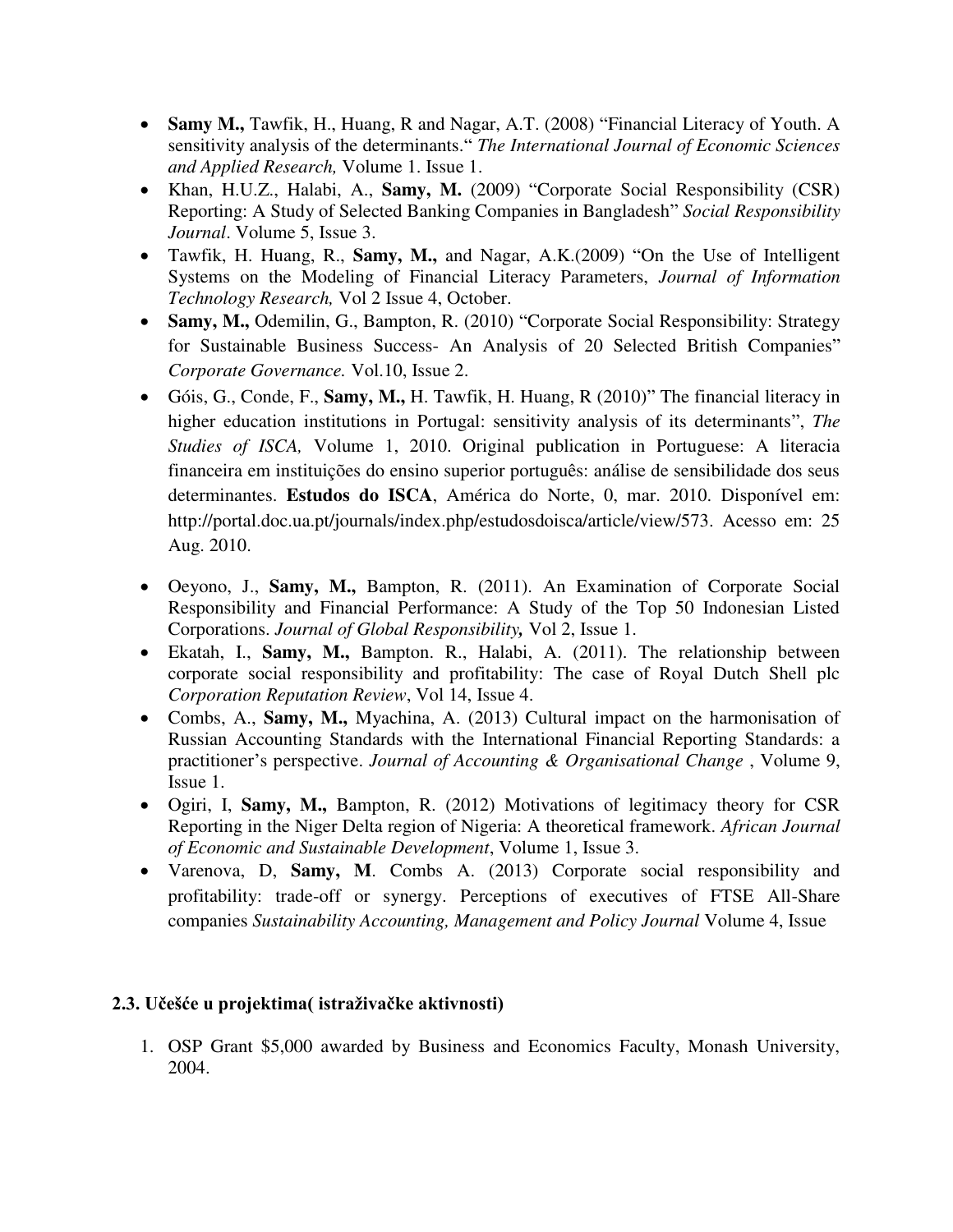- **Samy M.,** Tawfik, H., Huang, R and Nagar, A.T. (2008) "Financial Literacy of Youth. A sensitivity analysis of the determinants." *The International Journal of Economic Sciences and Applied Research,* Volume 1. Issue 1.
- Khan, H.U.Z., Halabi, A., **Samy, M.** (2009) "Corporate Social Responsibility (CSR) Reporting: A Study of Selected Banking Companies in Bangladesh" *Social Responsibility Journal*. Volume 5, Issue 3.
- Tawfik, H. Huang, R., **Samy, M.,** and Nagar, A.K.(2009) "On the Use of Intelligent Systems on the Modeling of Financial Literacy Parameters, *Journal of Information Technology Research,* Vol 2 Issue 4, October.
- **Samy, M.,** Odemilin, G., Bampton, R. (2010) "Corporate Social Responsibility: Strategy for Sustainable Business Success- An Analysis of 20 Selected British Companies" *Corporate Governance.* Vol.10, Issue 2.
- Góis, G., Conde, F., **Samy, M.,** H. Tawfik, H. Huang, R (2010)" The financial literacy in higher education institutions in Portugal: sensitivity analysis of its determinants", *The Studies of ISCA,* Volume 1, 2010. Original publication in Portuguese: A literacia financeira em instituições do ensino superior português: análise de sensibilidade dos seus determinantes. **Estudos do ISCA**, América do Norte, 0, mar. 2010. Disponível em: http://portal.doc.ua.pt/journals/index.php/estudosdoisca/article/view/573. Acesso em: 25 Aug. 2010.
- Oeyono, J., **Samy, M.,** Bampton, R. (2011). An Examination of Corporate Social Responsibility and Financial Performance: A Study of the Top 50 Indonesian Listed Corporations. *Journal of Global Responsibility,* Vol 2, Issue 1.
- Ekatah, I., **Samy, M.,** Bampton. R., Halabi, A. (2011). The relationship between corporate social responsibility and profitability: The case of Royal Dutch Shell plc *Corporation Reputation Review*, Vol 14, Issue 4.
- Combs, A., **Samy, M.,** Myachina, A. (2013) Cultural impact on the harmonisation of Russian Accounting Standards with the International Financial Reporting Standards: a practitioner's perspective. *Journal of Accounting & Organisational Change* , Volume 9, Issue 1.
- Ogiri, I, **Samy, M.,** Bampton, R. (2012) Motivations of legitimacy theory for CSR Reporting in the Niger Delta region of Nigeria: A theoretical framework. *African Journal of Economic and Sustainable Development*, Volume 1, Issue 3.
- Varenova, D, **Samy, M**. Combs A. (2013) Corporate social responsibility and profitability: trade-off or synergy. Perceptions of executives of FTSE All-Share companies *Sustainability Accounting, Management and Policy Journal* Volume 4, Issue

### 2.3. Učešće u projektima( istraživačke aktivnosti)

1. OSP Grant $5,000 awarded by Business and Economics Faculty, Monash University, 2004.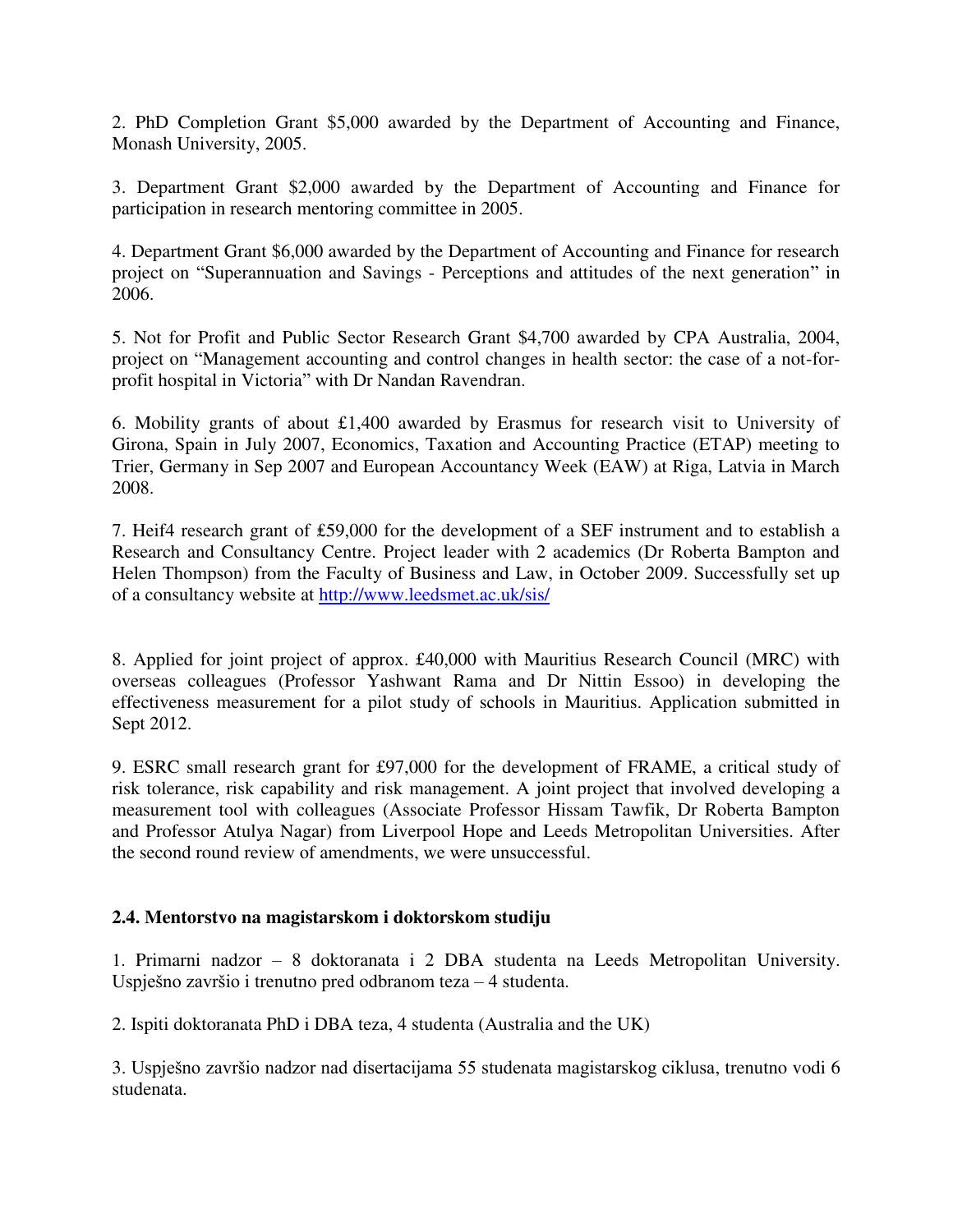2. PhD Completion Grant $5,000 awarded by the Department of Accounting and Finance, Monash University, 2005.

3. Department Grant $2,000 awarded by the Department of Accounting and Finance for participation in research mentoring committee in 2005.

4. Department Grant $6,000 awarded by the Department of Accounting and Finance for research project on "Superannuation and Savings - Perceptions and attitudes of the next generation" in 2006.

5. Not for Profit and Public Sector Research Grant $4,700 awarded by CPA Australia, 2004, project on "Management accounting and control changes in health sector: the case of a not-for-profit hospital in Victoria" with Dr Nandan Ravendran.

6. Mobility grants of about £1,400 awarded by Erasmus for research visit to University of Girona, Spain in July 2007, Economics, Taxation and Accounting Practice (ETAP) meeting to Trier, Germany in Sep 2007 and European Accountancy Week (EAW) at Riga, Latvia in March 2008.

7. Heif4 research grant of £59,000 for the development of a SEF instrument and to establish a Research and Consultancy Centre. Project leader with 2 academics (Dr Roberta Bampton and Helen Thompson) from the Faculty of Business and Law, in October 2009. Successfully set up of a consultancy website at [http://www.leedsmet.ac.uk/sis/](http://www.leedsmet.ac.uk/sis/)

8. Applied for joint project of approx. £40,000 with Mauritius Research Council (MRC) with overseas colleagues (Professor Yashwant Rama and Dr Nittin Essoo) in developing the effectiveness measurement for a pilot study of schools in Mauritius. Application submitted in Sept 2012.

9. ESRC small research grant for £97,000 for the development of FRAME, a critical study of risk tolerance, risk capability and risk management. A joint project that involved developing a measurement tool with colleagues (Associate Professor Hissam Tawfik, Dr Roberta Bampton and Professor Atulya Nagar) from Liverpool Hope and Leeds Metropolitan Universities. After the second round review of amendments, we were unsuccessful.

### 2.4. Mentorstvo na magistarskom i doktorskom studiju

1. Primarni nadzor – 8 doktoranata i 2 DBA studenta na Leeds Metropolitan University. Uspješno završio i trenutno pred odbranom teza – 4 studenta.

2. Ispiti doktoranata PhD i DBA teza, 4 studenta (Australia and the UK)

3. Uspješno završio nadzor nad disertacijama 55 studenata magistarskog ciklusa, trenutno vodi 6 studenata.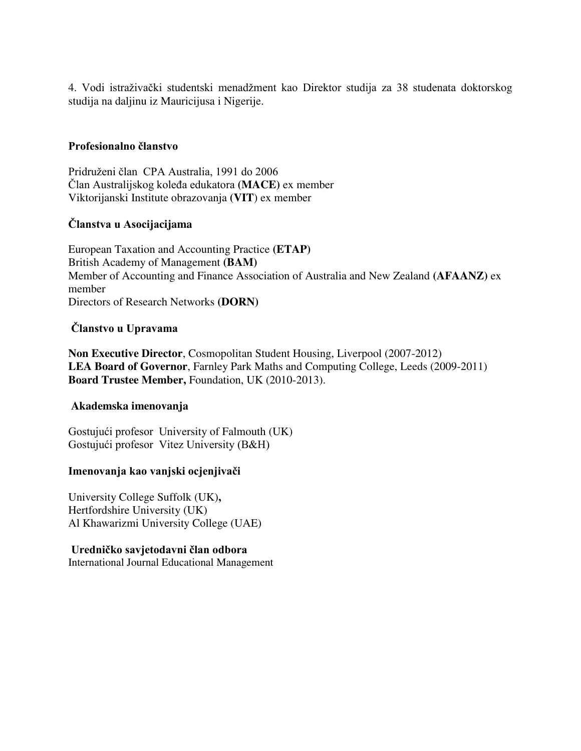4. Vodi istraživački studentski menadžment kao Direktor studija za 38 studenata doktorskog studija na daljinu iz Mauricijusa i Nigerije.

### Profesionalno članstvo

Pridruženi član CPA Australia, 1991 do 2006
Član Australijskog koleđa edukatora **(MACE)** ex member
Viktorijanski Institute obrazovanja **(VIT)** ex member

### Članstva u Asocijacijama

European Taxation and Accounting Practice **(ETAP)**
British Academy of Management **(BAM)**
Member of Accounting and Finance Association of Australia and New Zealand **(AFAANZ)** ex member
Directors of Research Networks **(DORN)**

### Članstvo u Upravama

**Non Executive Director**, Cosmopolitan Student Housing, Liverpool (2007-2012)
**LEA Board of Governor**, Farnley Park Maths and Computing College, Leeds (2009-2011)
**Board Trustee Member,** Foundation, UK (2010-2013).

### Akademska imenovanja

Gostujući profesor University of Falmouth (UK)
Gostujući profesor Vitez University (B&H)

### Imenovanja kao vanjski ocjenjivači

University College Suffolk (UK)**,**
Hertfordshire University (UK)
Al Khawarizmi University College (UAE)

### Uredničko savjetodavni član odbora

International Journal Educational Management